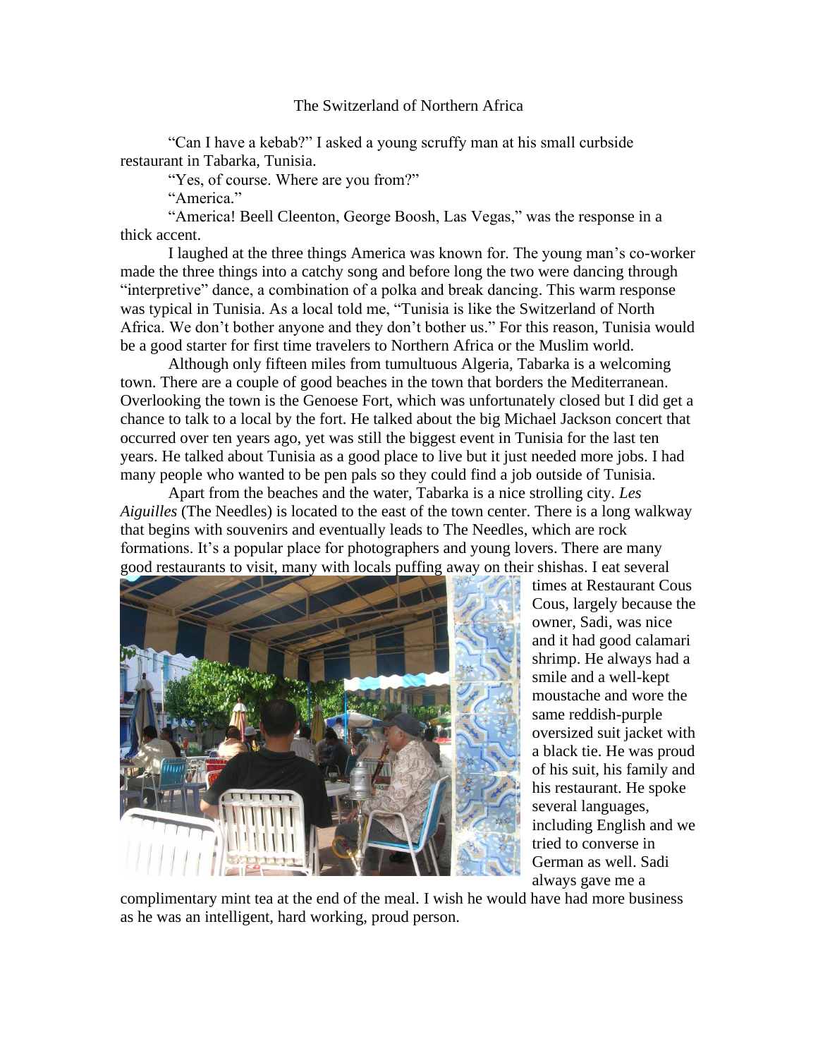# The Switzerland of Northern Africa

"Can I have a kebab?" I asked a young scruffy man at his small curbside restaurant in Tabarka, Tunisia.

"Yes, of course. Where are you from?"

"America."

"America! Beell Cleenton, George Boosh, Las Vegas," was the response in a thick accent.

I laughed at the three things America was known for. The young man's co-worker made the three things into a catchy song and before long the two were dancing through "interpretive" dance, a combination of a polka and break dancing. This warm response was typical in Tunisia. As a local told me, "Tunisia is like the Switzerland of North Africa. We don't bother anyone and they don't bother us." For this reason, Tunisia would be a good starter for first time travelers to Northern Africa or the Muslim world.

Although only fifteen miles from tumultuous Algeria, Tabarka is a welcoming town. There are a couple of good beaches in the town that borders the Mediterranean. Overlooking the town is the Genoese Fort, which was unfortunately closed but I did get a chance to talk to a local by the fort. He talked about the big Michael Jackson concert that occurred over ten years ago, yet was still the biggest event in Tunisia for the last ten years. He talked about Tunisia as a good place to live but it just needed more jobs. I had many people who wanted to be pen pals so they could find a job outside of Tunisia.

Apart from the beaches and the water, Tabarka is a nice strolling city. *Les Aiguilles* (The Needles) is located to the east of the town center. There is a long walkway that begins with souvenirs and eventually leads to The Needles, which are rock formations. It's a popular place for photographers and young lovers. There are many good restaurants to visit, many with locals puffing away on their shishas. I eat several times at Restaurant Cous Cous, largely because the owner, Sadi, was nice and it had good calamari shrimp. He always had a smile and a well-kept moustache and wore the same reddish-purple oversized suit jacket with a black tie. He was proud of his suit, his family and his restaurant. He spoke several languages, including English and we tried to converse in German as well. Sadi always gave me a complimentary mint tea at the end of the meal. I wish he would have had more business as he was an intelligent, hard working, proud person.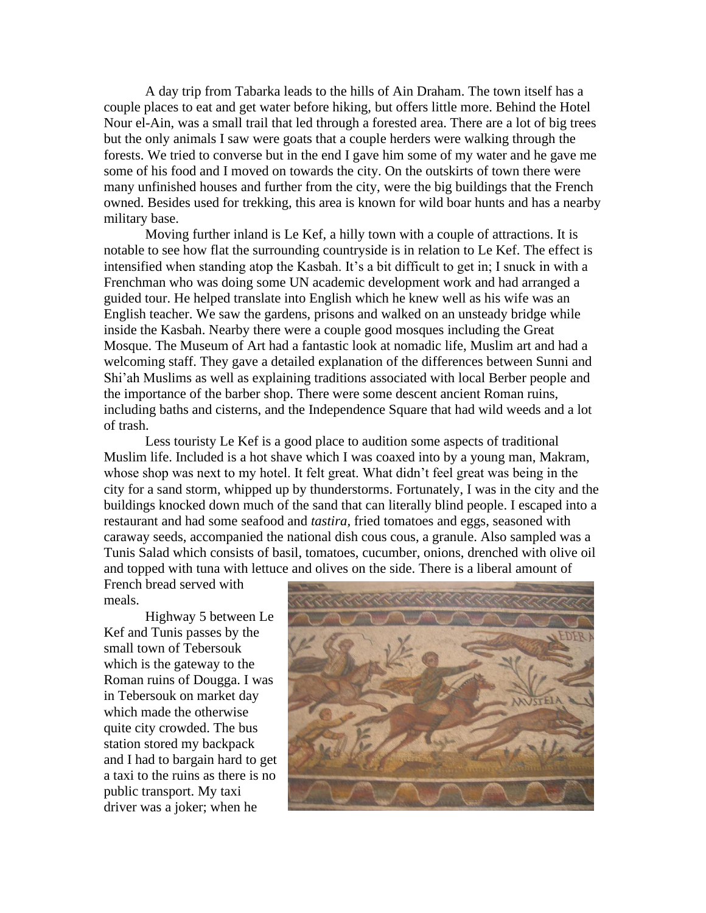A day trip from Tabarka leads to the hills of Ain Draham. The town itself has a couple places to eat and get water before hiking, but offers little more. Behind the Hotel Nour el-Ain, was a small trail that led through a forested area. There are a lot of big trees but the only animals I saw were goats that a couple herders were walking through the forests. We tried to converse but in the end I gave him some of my water and he gave me some of his food and I moved on towards the city. On the outskirts of town there were many unfinished houses and further from the city, were the big buildings that the French owned. Besides used for trekking, this area is known for wild boar hunts and has a nearby military base.

Moving further inland is Le Kef, a hilly town with a couple of attractions. It is notable to see how flat the surrounding countryside is in relation to Le Kef. The effect is intensified when standing atop the Kasbah. It's a bit difficult to get in; I snuck in with a Frenchman who was doing some UN academic development work and had arranged a guided tour. He helped translate into English which he knew well as his wife was an English teacher. We saw the gardens, prisons and walked on an unsteady bridge while inside the Kasbah. Nearby there were a couple good mosques including the Great Mosque. The Museum of Art had a fantastic look at nomadic life, Muslim art and had a welcoming staff. They gave a detailed explanation of the differences between Sunni and Shi'ah Muslims as well as explaining traditions associated with local Berber people and the importance of the barber shop. There were some descent ancient Roman ruins, including baths and cisterns, and the Independence Square that had wild weeds and a lot of trash.

Less touristy Le Kef is a good place to audition some aspects of traditional Muslim life. Included is a hot shave which I was coaxed into by a young man, Makram, whose shop was next to my hotel. It felt great. What didn't feel great was being in the city for a sand storm, whipped up by thunderstorms. Fortunately, I was in the city and the buildings knocked down much of the sand that can literally blind people. I escaped into a restaurant and had some seafood and *tastira,* fried tomatoes and eggs, seasoned with caraway seeds, accompanied the national dish cous cous, a granule. Also sampled was a Tunis Salad which consists of basil, tomatoes, cucumber, onions, drenched with olive oil and topped with tuna with lettuce and olives on the side. There is a liberal amount of French bread served with meals.

Highway 5 between Le Kef and Tunis passes by the small town of Tebersouk which is the gateway to the Roman ruins of Dougga. I was in Tebersouk on market day which made the otherwise quite city crowded. The bus station stored my backpack and I had to bargain hard to get a taxi to the ruins as there is no public transport. My taxi driver was a joker; when he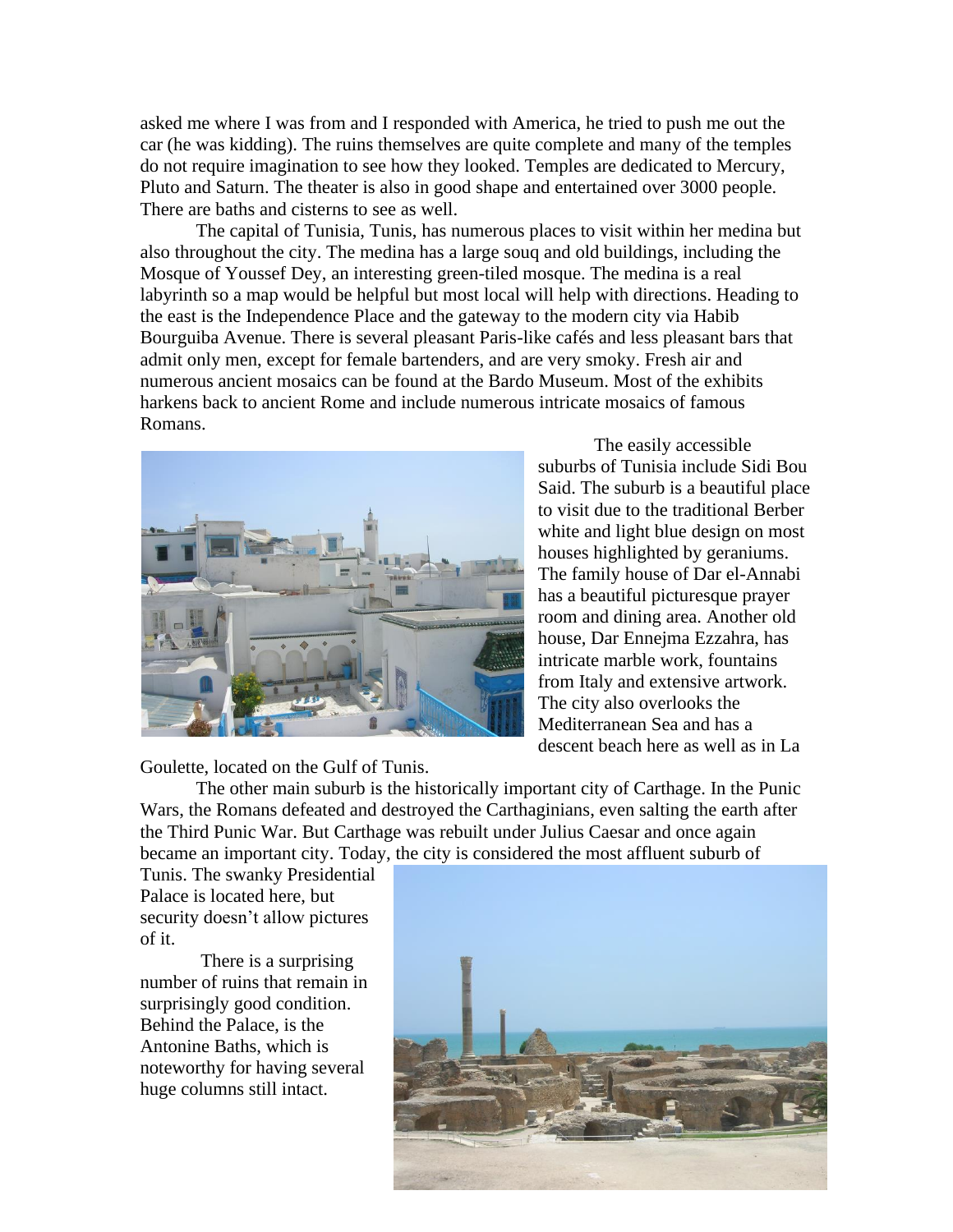asked me where I was from and I responded with America, he tried to push me out the car (he was kidding). The ruins themselves are quite complete and many of the temples do not require imagination to see how they looked. Temples are dedicated to Mercury, Pluto and Saturn. The theater is also in good shape and entertained over 3000 people. There are baths and cisterns to see as well.

The capital of Tunisia, Tunis, has numerous places to visit within her medina but also throughout the city. The medina has a large souq and old buildings, including the Mosque of Youssef Dey, an interesting green-tiled mosque. The medina is a real labyrinth so a map would be helpful but most local will help with directions. Heading to the east is the Independence Place and the gateway to the modern city via Habib Bourguiba Avenue. There is several pleasant Paris-like cafés and less pleasant bars that admit only men, except for female bartenders, and are very smoky. Fresh air and numerous ancient mosaics can be found at the Bardo Museum. Most of the exhibits harkens back to ancient Rome and include numerous intricate mosaics of famous Romans.

The easily accessible suburbs of Tunisia include Sidi Bou Said. The suburb is a beautiful place to visit due to the traditional Berber white and light blue design on most houses highlighted by geraniums. The family house of Dar el-Annabi has a beautiful picturesque prayer room and dining area. Another old house, Dar Ennejma Ezzahra, has intricate marble work, fountains from Italy and extensive artwork. The city also overlooks the Mediterranean Sea and has a descent beach here as well as in La Goulette, located on the Gulf of Tunis.

The other main suburb is the historically important city of Carthage. In the Punic Wars, the Romans defeated and destroyed the Carthaginians, even salting the earth after the Third Punic War. But Carthage was rebuilt under Julius Caesar and once again became an important city. Today, the city is considered the most affluent suburb of Tunis. The swanky Presidential Palace is located here, but security doesn't allow pictures of it.

There is a surprising number of ruins that remain in surprisingly good condition. Behind the Palace, is the Antonine Baths, which is noteworthy for having several huge columns still intact.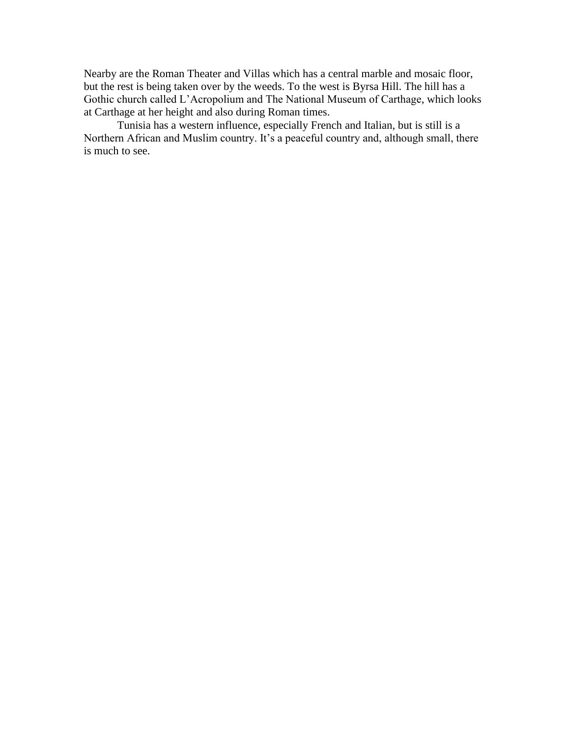Nearby are the Roman Theater and Villas which has a central marble and mosaic floor, but the rest is being taken over by the weeds. To the west is Byrsa Hill. The hill has a Gothic church called L'Acropolium and The National Museum of Carthage, which looks at Carthage at her height and also during Roman times.

Tunisia has a western influence, especially French and Italian, but is still is a Northern African and Muslim country. It's a peaceful country and, although small, there is much to see.